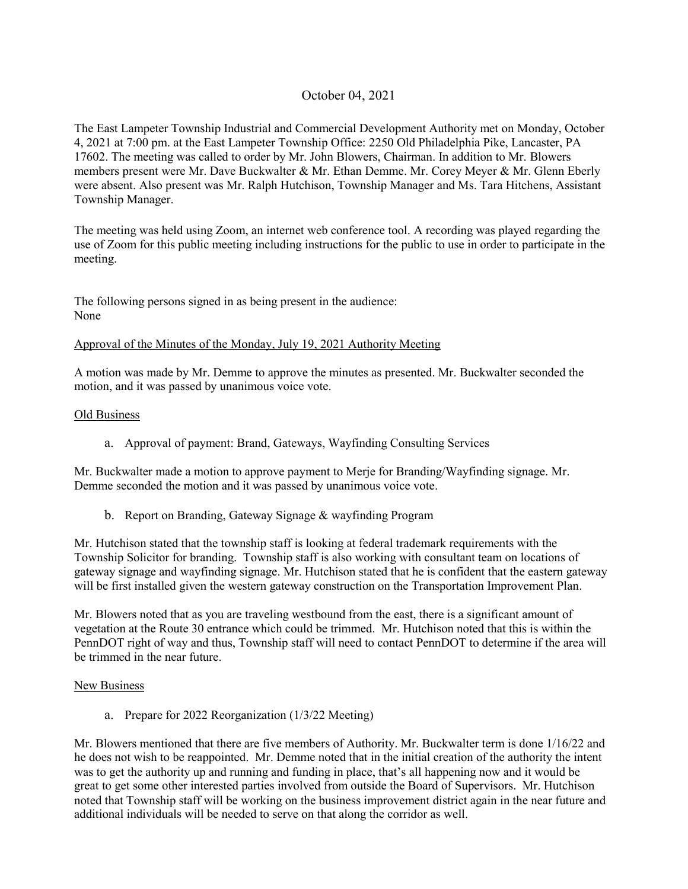October 04, 2021

The East Lampeter Township Industrial and Commercial Development Authority met on Monday, October 4, 2021 at 7:00 pm. at the East Lampeter Township Office: 2250 Old Philadelphia Pike, Lancaster, PA 17602. The meeting was called to order by Mr. John Blowers, Chairman. In addition to Mr. Blowers members present were Mr. Dave Buckwalter & Mr. Ethan Demme. Mr. Corey Meyer & Mr. Glenn Eberly were absent. Also present was Mr. Ralph Hutchison, Township Manager and Ms. Tara Hitchens, Assistant Township Manager.

The meeting was held using Zoom, an internet web conference tool. A recording was played regarding the use of Zoom for this public meeting including instructions for the public to use in order to participate in the meeting.

The following persons signed in as being present in the audience:
None

<u>Approval of the Minutes of the Monday, July 19, 2021 Authority Meeting</u>

A motion was made by Mr. Demme to approve the minutes as presented. Mr. Buckwalter seconded the motion, and it was passed by unanimous voice vote.

<u>Old Business</u>

a. Approval of payment: Brand, Gateways, Wayfinding Consulting Services

Mr. Buckwalter made a motion to approve payment to Merje for Branding/Wayfinding signage. Mr. Demme seconded the motion and it was passed by unanimous voice vote.

b. Report on Branding, Gateway Signage & wayfinding Program

Mr. Hutchison stated that the township staff is looking at federal trademark requirements with the Township Solicitor for branding. Township staff is also working with consultant team on locations of gateway signage and wayfinding signage. Mr. Hutchison stated that he is confident that the eastern gateway will be first installed given the western gateway construction on the Transportation Improvement Plan.

Mr. Blowers noted that as you are traveling westbound from the east, there is a significant amount of vegetation at the Route 30 entrance which could be trimmed. Mr. Hutchison noted that this is within the PennDOT right of way and thus, Township staff will need to contact PennDOT to determine if the area will be trimmed in the near future.

<u>New Business</u>

a. Prepare for 2022 Reorganization (1/3/22 Meeting)

Mr. Blowers mentioned that there are five members of Authority. Mr. Buckwalter term is done 1/16/22 and he does not wish to be reappointed. Mr. Demme noted that in the initial creation of the authority the intent was to get the authority up and running and funding in place, that's all happening now and it would be great to get some other interested parties involved from outside the Board of Supervisors. Mr. Hutchison noted that Township staff will be working on the business improvement district again in the near future and additional individuals will be needed to serve on that along the corridor as well.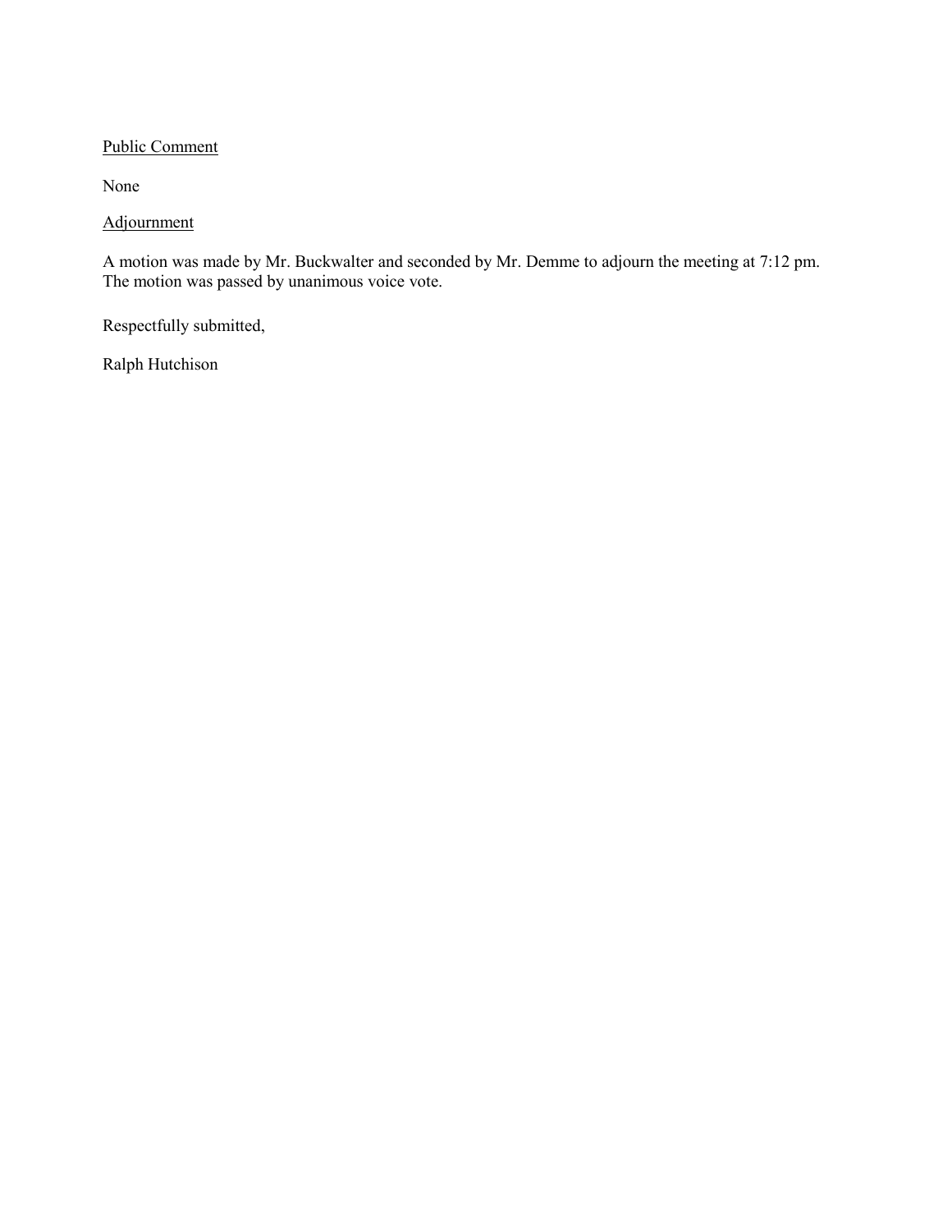<u>Public Comment</u>

None

<u>Adjournment</u>

A motion was made by Mr. Buckwalter and seconded by Mr. Demme to adjourn the meeting at 7:12 pm. The motion was passed by unanimous voice vote.

Respectfully submitted,

Ralph Hutchison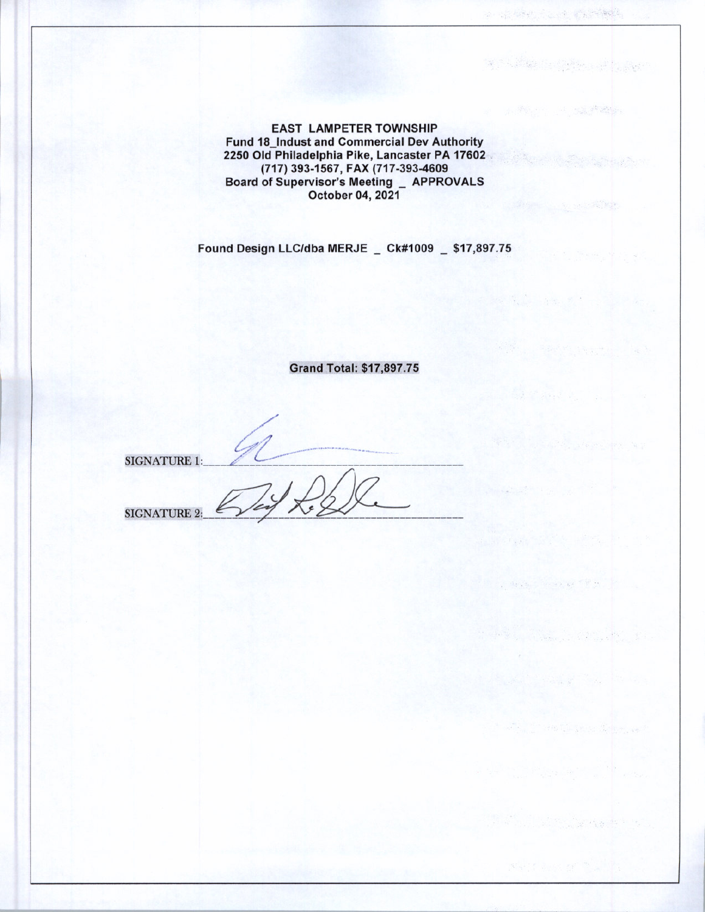**EAST LAMPETER TOWNSHIP**
**Fund 18_Indust and Commercial Dev Authority**
**2250 Old Philadelphia Pike, Lancaster PA 17602**
**(717) 393-1567, FAX (717-393-4609**
**Board of Supervisor's Meeting _ APPROVALS**
**October 04, 2021**

**Found Design LLC/dba MERJE _ Ck#1009 _ $17,897.75**

**Grand Total: $17,897.75**

SIGNATURE 1: ______________________

SIGNATURE 2: ______________________